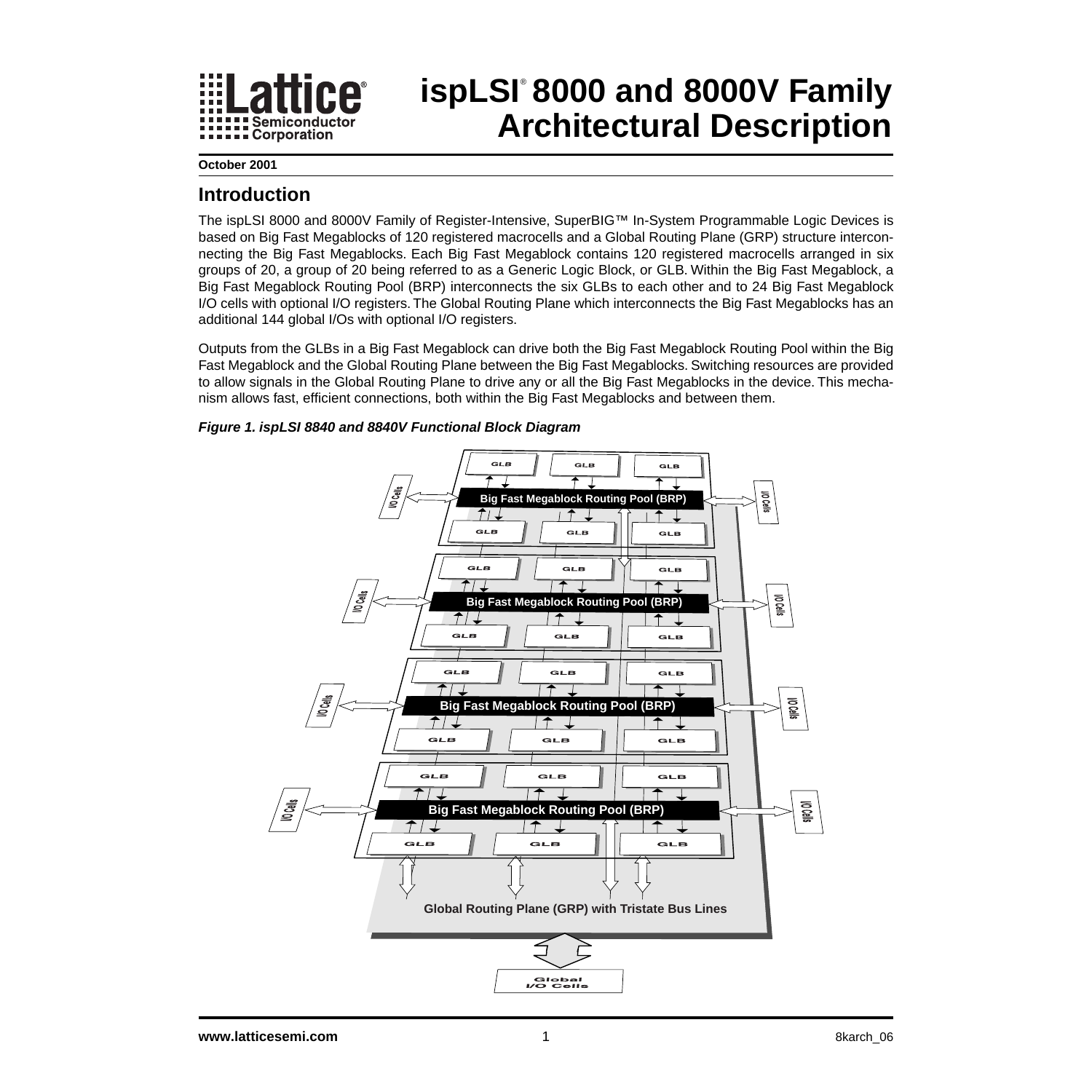# ispLSI® 8000 and 8000V Family Architectural Description

**October 2001**

## Introduction

The ispLSI 8000 and 8000V Family of Register-Intensive, SuperBIG™ In-System Programmable Logic Devices is based on Big Fast Megablocks of 120 registered macrocells and a Global Routing Plane (GRP) structure interconnecting the Big Fast Megablocks. Each Big Fast Megablock contains 120 registered macrocells arranged in six groups of 20, a group of 20 being referred to as a Generic Logic Block, or GLB. Within the Big Fast Megablock, a Big Fast Megablock Routing Pool (BRP) interconnects the six GLBs to each other and to 24 Big Fast Megablock I/O cells with optional I/O registers. The Global Routing Plane which interconnects the Big Fast Megablocks has an additional 144 global I/Os with optional I/O registers.

Outputs from the GLBs in a Big Fast Megablock can drive both the Big Fast Megablock Routing Pool within the Big Fast Megablock and the Global Routing Plane between the Big Fast Megablocks. Switching resources are provided to allow signals in the Global Routing Plane to drive any or all the Big Fast Megablocks in the device. This mechanism allows fast, efficient connections, both within the Big Fast Megablocks and between them.

***Figure 1. ispLSI 8840 and 8840V Functional Block Diagram***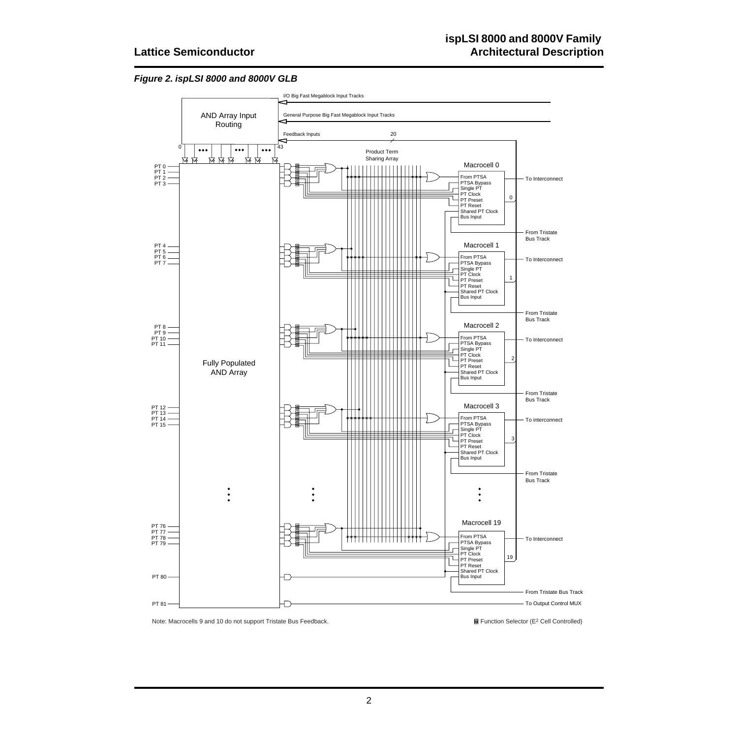*Figure 2. ispLSI 8000 and 8000V GLB*

Note: Macrocells 9 and 10 do not support Tristate Bus Feedback.

Function Selector ($E^2$ Cell Controlled)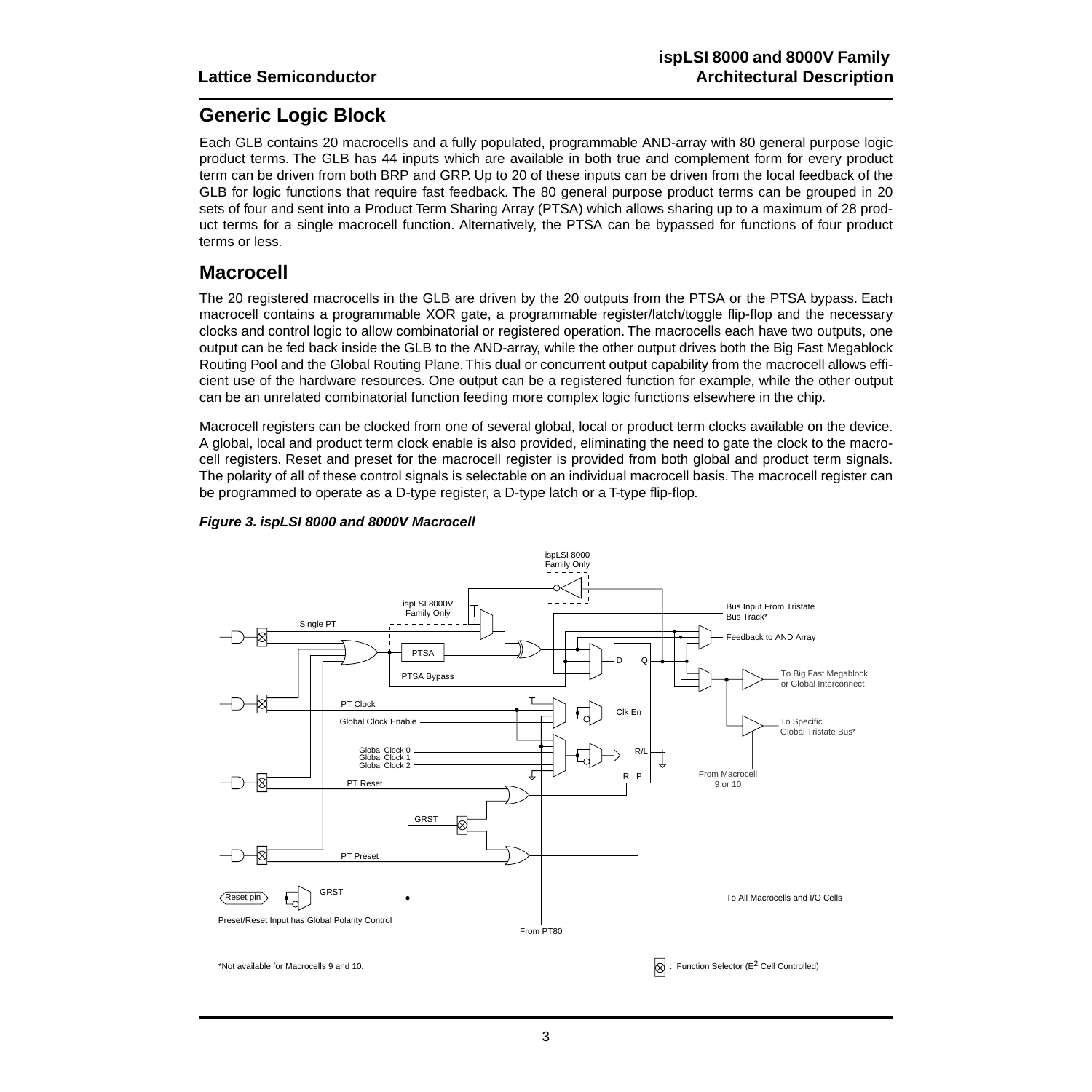## Generic Logic Block

Each GLB contains 20 macrocells and a fully populated, programmable AND-array with 80 general purpose logic product terms. The GLB has 44 inputs which are available in both true and complement form for every product term can be driven from both BRP and GRP. Up to 20 of these inputs can be driven from the local feedback of the GLB for logic functions that require fast feedback. The 80 general purpose product terms can be grouped in 20 sets of four and sent into a Product Term Sharing Array (PTSA) which allows sharing up to a maximum of 28 product terms for a single macrocell function. Alternatively, the PTSA can be bypassed for functions of four product terms or less.

## Macrocell

The 20 registered macrocells in the GLB are driven by the 20 outputs from the PTSA or the PTSA bypass. Each macrocell contains a programmable XOR gate, a programmable register/latch/toggle flip-flop and the necessary clocks and control logic to allow combinatorial or registered operation. The macrocells each have two outputs, one output can be fed back inside the GLB to the AND-array, while the other output drives both the Big Fast Megablock Routing Pool and the Global Routing Plane. This dual or concurrent output capability from the macrocell allows efficient use of the hardware resources. One output can be a registered function for example, while the other output can be an unrelated combinatorial function feeding more complex logic functions elsewhere in the chip.

Macrocell registers can be clocked from one of several global, local or product term clocks available on the device. A global, local and product term clock enable is also provided, eliminating the need to gate the clock to the macrocell registers. Reset and preset for the macrocell register is provided from both global and product term signals. The polarity of all of these control signals is selectable on an individual macrocell basis. The macrocell register can be programmed to operate as a D-type register, a D-type latch or a T-type flip-flop.

***Figure 3. ispLSI 8000 and 8000V Macrocell***

Preset/Reset Input has Global Polarity Control

*Not available for Macrocells 9 and 10.

⊗ : Function Selector ($E^2$ Cell Controlled)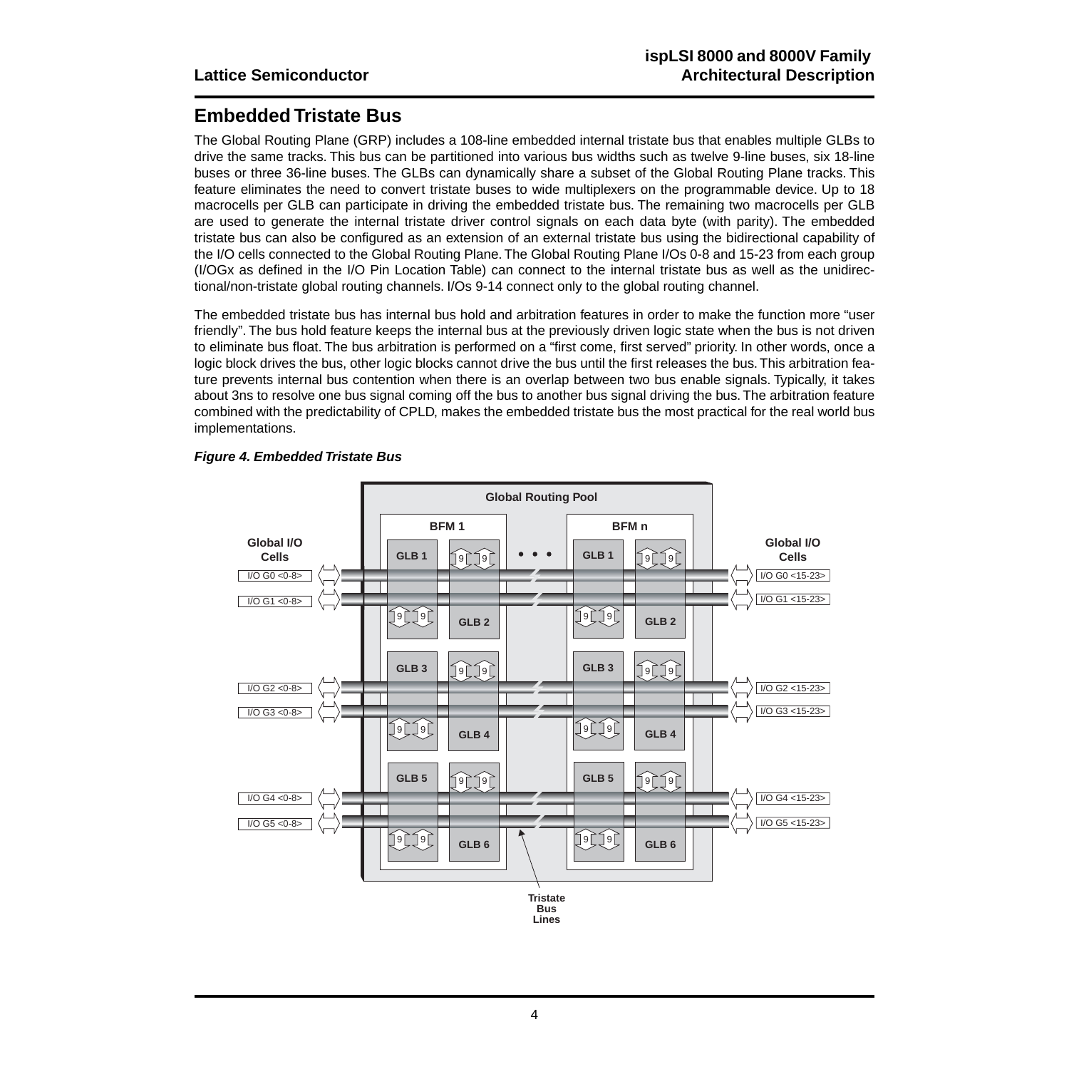## Embedded Tristate Bus

The Global Routing Plane (GRP) includes a 108-line embedded internal tristate bus that enables multiple GLBs to drive the same tracks. This bus can be partitioned into various bus widths such as twelve 9-line buses, six 18-line buses or three 36-line buses. The GLBs can dynamically share a subset of the Global Routing Plane tracks. This feature eliminates the need to convert tristate buses to wide multiplexers on the programmable device. Up to 18 macrocells per GLB can participate in driving the embedded tristate bus. The remaining two macrocells per GLB are used to generate the internal tristate driver control signals on each data byte (with parity). The embedded tristate bus can also be configured as an extension of an external tristate bus using the bidirectional capability of the I/O cells connected to the Global Routing Plane. The Global Routing Plane I/Os 0-8 and 15-23 from each group (I/OGx as defined in the I/O Pin Location Table) can connect to the internal tristate bus as well as the unidirectional/non-tristate global routing channels. I/Os 9-14 connect only to the global routing channel.

The embedded tristate bus has internal bus hold and arbitration features in order to make the function more "user friendly". The bus hold feature keeps the internal bus at the previously driven logic state when the bus is not driven to eliminate bus float. The bus arbitration is performed on a "first come, first served" priority. In other words, once a logic block drives the bus, other logic blocks cannot drive the bus until the first releases the bus. This arbitration feature prevents internal bus contention when there is an overlap between two bus enable signals. Typically, it takes about 3ns to resolve one bus signal coming off the bus to another bus signal driving the bus. The arbitration feature combined with the predictability of CPLD, makes the embedded tristate bus the most practical for the real world bus implementations.

***Figure 4. Embedded Tristate Bus***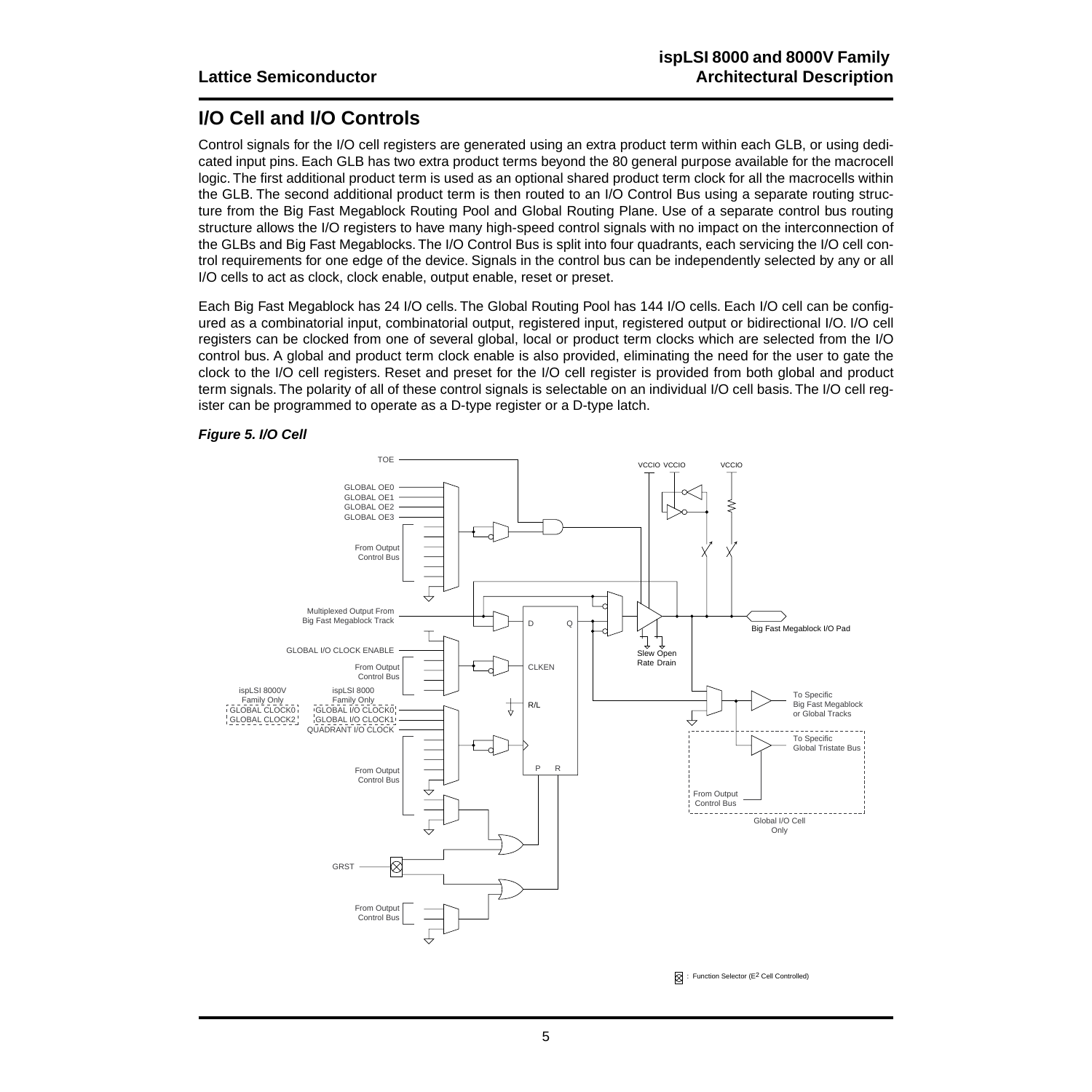## I/O Cell and I/O Controls

Control signals for the I/O cell registers are generated using an extra product term within each GLB, or using dedicated input pins. Each GLB has two extra product terms beyond the 80 general purpose available for the macrocell logic. The first additional product term is used as an optional shared product term clock for all the macrocells within the GLB. The second additional product term is then routed to an I/O Control Bus using a separate routing structure from the Big Fast Megablock Routing Pool and Global Routing Plane. Use of a separate control bus routing structure allows the I/O registers to have many high-speed control signals with no impact on the interconnection of the GLBs and Big Fast Megablocks. The I/O Control Bus is split into four quadrants, each servicing the I/O cell control requirements for one edge of the device. Signals in the control bus can be independently selected by any or all I/O cells to act as clock, clock enable, output enable, reset or preset.

Each Big Fast Megablock has 24 I/O cells. The Global Routing Pool has 144 I/O cells. Each I/O cell can be configured as a combinatorial input, combinatorial output, registered input, registered output or bidirectional I/O. I/O cell registers can be clocked from one of several global, local or product term clocks which are selected from the I/O control bus. A global and product term clock enable is also provided, eliminating the need for the user to gate the clock to the I/O cell registers. Reset and preset for the I/O cell register is provided from both global and product term signals. The polarity of all of these control signals is selectable on an individual I/O cell basis. The I/O cell register can be programmed to operate as a D-type register or a D-type latch.

***Figure 5. I/O Cell***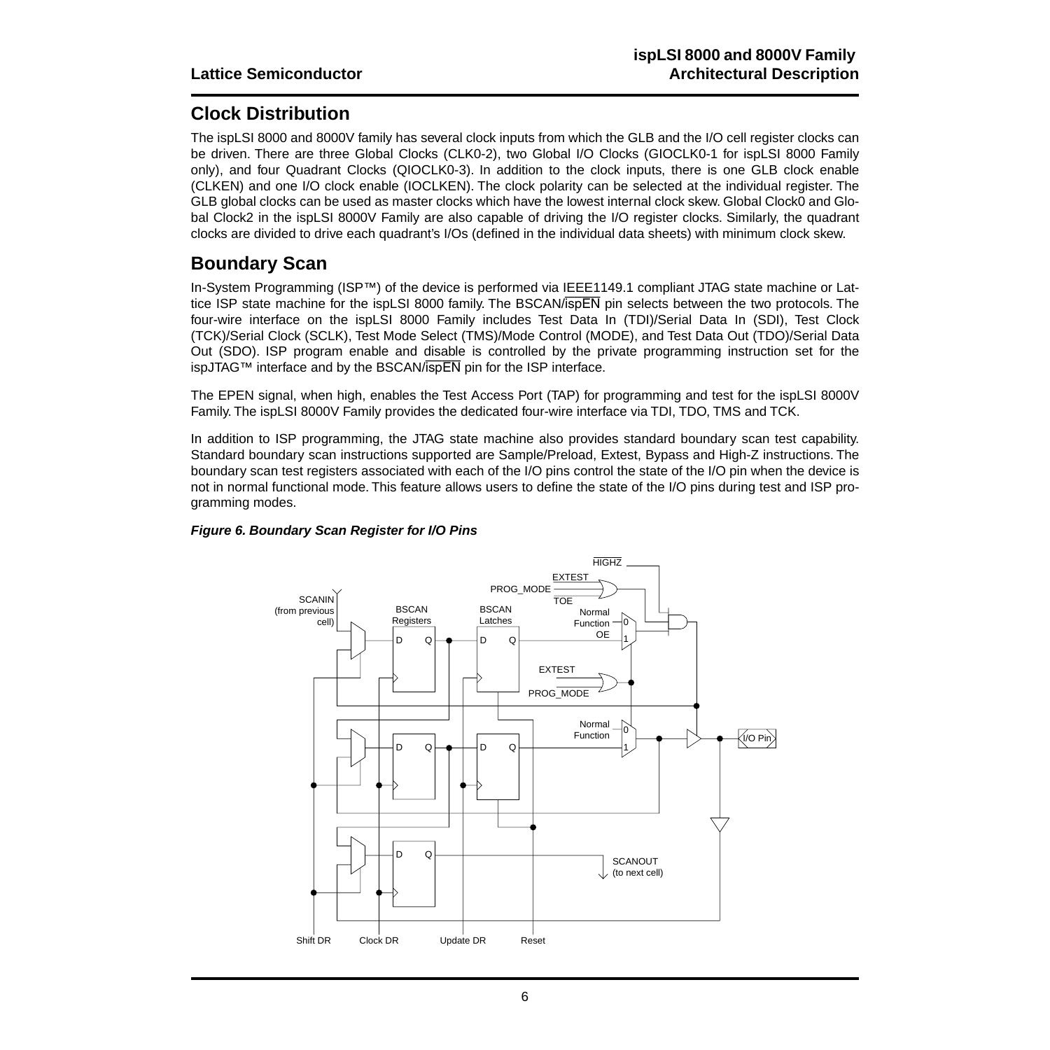## Clock Distribution

The ispLSI 8000 and 8000V family has several clock inputs from which the GLB and the I/O cell register clocks can be driven. There are three Global Clocks (CLK0-2), two Global I/O Clocks (GIOCLK0-1 for ispLSI 8000 Family only), and four Quadrant Clocks (QIOCLK0-3). In addition to the clock inputs, there is one GLB clock enable (CLKEN) and one I/O clock enable (IOCLKEN). The clock polarity can be selected at the individual register. The GLB global clocks can be used as master clocks which have the lowest internal clock skew. Global Clock0 and Global Clock2 in the ispLSI 8000V Family are also capable of driving the I/O register clocks. Similarly, the quadrant clocks are divided to drive each quadrant's I/Os (defined in the individual data sheets) with minimum clock skew.

## Boundary Scan

In-System Programming (ISP™) of the device is performed via IEEE1149.1 compliant JTAG state machine or Lattice ISP state machine for the ispLSI 8000 family. The BSCAN/$\overline{\text{ispEN}}$ pin selects between the two protocols. The four-wire interface on the ispLSI 8000 Family includes Test Data In (TDI)/Serial Data In (SDI), Test Clock (TCK)/Serial Clock (SCLK), Test Mode Select (TMS)/Mode Control (MODE), and Test Data Out (TDO)/Serial Data Out (SDO). ISP program enable and disable is controlled by the private programming instruction set for the ispJTAG™ interface and by the BSCAN/$\overline{\text{ispEN}}$ pin for the ISP interface.

The EPEN signal, when high, enables the Test Access Port (TAP) for programming and test for the ispLSI 8000V Family. The ispLSI 8000V Family provides the dedicated four-wire interface via TDI, TDO, TMS and TCK.

In addition to ISP programming, the JTAG state machine also provides standard boundary scan test capability. Standard boundary scan instructions supported are Sample/Preload, Extest, Bypass and High-Z instructions. The boundary scan test registers associated with each of the I/O pins control the state of the I/O pin when the device is not in normal functional mode. This feature allows users to define the state of the I/O pins during test and ISP programming modes.

***Figure 6. Boundary Scan Register for I/O Pins***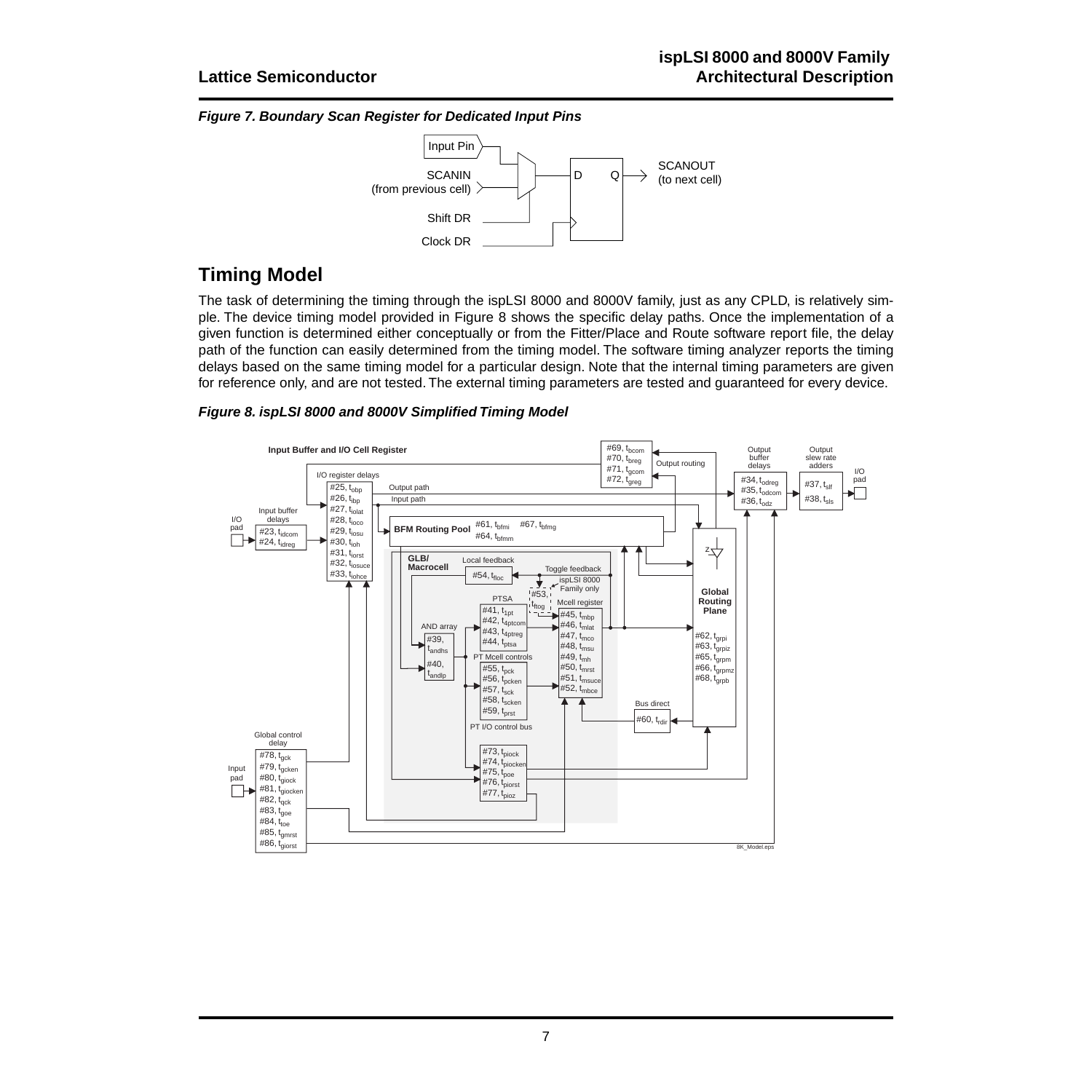*Figure 7. Boundary Scan Register for Dedicated Input Pins*

Input Pin

SCANIN
(from previous cell)

Shift DR

Clock DR

D Q

SCANOUT
(to next cell)

## Timing Model

The task of determining the timing through the ispLSI 8000 and 8000V family, just as any CPLD, is relatively simple. The device timing model provided in Figure 8 shows the specific delay paths. Once the implementation of a given function is determined either conceptually or from the Fitter/Place and Route software report file, the delay path of the function can easily determined from the timing model. The software timing analyzer reports the timing delays based on the same timing model for a particular design. Note that the internal timing parameters are given for reference only, and are not tested. The external timing parameters are tested and guaranteed for every device.

*Figure 8. ispLSI 8000 and 8000V Simplified Timing Model*

Input Buffer and I/O Cell Register

I/O pad

Input buffer delays

#23, $t_{idcom}$
#24, $t_{idreg}$

I/O register delays

#25, $t_{obp}$
#26, $t_{ibp}$
#27, $t_{iolat}$
#28, $t_{ioco}$
#29, $t_{iosu}$
#30, $t_{ioh}$
#31, $t_{iorst}$
#32, $t_{iosuce}$
#33, $t_{iohce}$

Output path

Input path

BFM Routing Pool

#61, $t_{bfmi}$ #67, $t_{bfmg}$
#64, $t_{bfmm}$

#69, $t_{bcom}$
#70, $t_{breg}$
#71, $t_{gcom}$
#72, $t_{greg}$

Output routing

Output buffer delays

#34, $t_{odreg}$
#35, $t_{odcom}$
#36, $t_{odz}$

Output slew rate adders

#37, $t_{slf}$
#38, $t_{sls}$

I/O pad

GLB/ Macrocell

Local feedback

#54, $t_{floc}$

Toggle feedback

ispLSI 8000 Family only

#53, $t_{ftog}$

PTSA

#41, $t_{1pt}$
#42, $t_{4ptcom}$
#43, $t_{4ptreg}$
#44, $t_{ptsa}$

AND array

#39, $t_{andhs}$
#40, $t_{andlp}$

Mcell register

#45, $t_{mbp}$
#46, $t_{mlat}$
#47, $t_{mco}$
#48, $t_{msu}$
#49, $t_{mh}$
#50, $t_{mrst}$
#51, $t_{msuce}$
#52, $t_{mbce}$

PT Mcell controls

#55, $t_{pck}$
#56, $t_{pcken}$
#57, $t_{sck}$
#58, $t_{scken}$
#59, $t_{prst}$

PT I/O control bus

Global Routing Plane

#62, $t_{grpi}$
#63, $t_{grpiz}$
#65, $t_{grpm}$
#66, $t_{grpmz}$
#68, $t_{grpb}$

Bus direct

#60, $t_{rdir}$

#73, $t_{piock}$
#74, $t_{piocken}$
#75, $t_{poe}$
#76, $t_{piorst}$
#77, $t_{pioz}$

Global control delay

Input pad

#78, $t_{gck}$
#79, $t_{gcken}$
#80, $t_{giock}$
#81, $t_{giocken}$
#82, $t_{gck}$
#83, $t_{goe}$
#84, $t_{toe}$
#85, $t_{gmrst}$
#86, $t_{giorst}$

8K_Model.eps